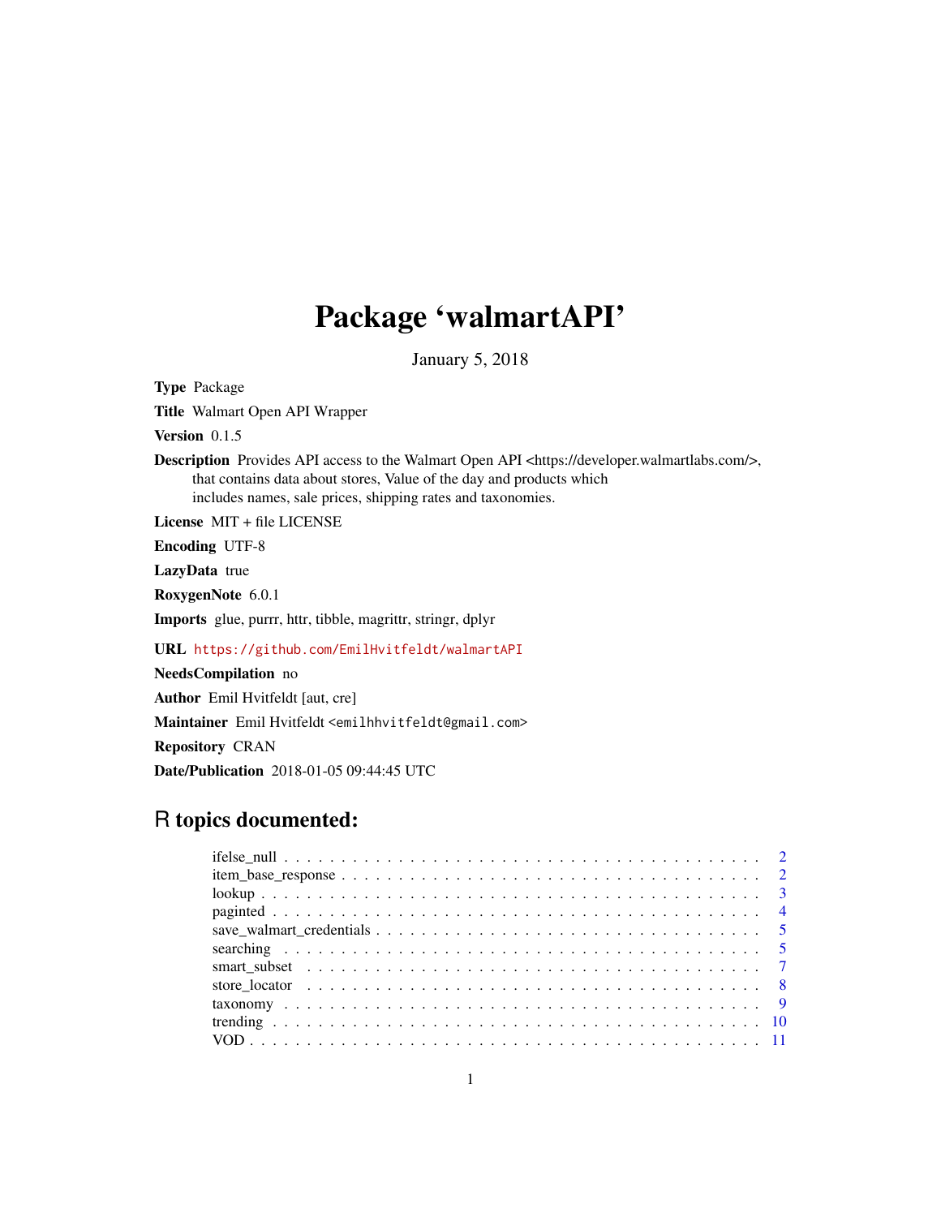# Package 'walmartAPI'

January 5, 2018

**Type** Package

**Title** Walmart Open API Wrapper

**Version** 0.1.5

**Description** Provides API access to the Walmart Open API <https://developer.walmartlabs.com/>, that contains data about stores, Value of the day and products which includes names, sale prices, shipping rates and taxonomies.

**License** MIT + file LICENSE

**Encoding** UTF-8

**LazyData** true

**RoxygenNote** 6.0.1

**Imports** glue, purrr, httr, tibble, magrittr, stringr, dplyr

**URL** https://github.com/EmilHvitfeldt/walmartAPI

**NeedsCompilation** no

**Author** Emil Hvitfeldt [aut, cre]

**Maintainer** Emil Hvitfeldt <emilhhvitfeldt@gmail.com>

**Repository** CRAN

**Date/Publication** 2018-01-05 09:44:45 UTC

## R topics documented:

- ifelse_null . . . . . . . . . . . . . . . . . . . . . . . . . . . . . . . . . . . . . . . . . . 2
- item_base_response . . . . . . . . . . . . . . . . . . . . . . . . . . . . . . . . . . . . . 2
- lookup . . . . . . . . . . . . . . . . . . . . . . . . . . . . . . . . . . . . . . . . . . . . 3
- paginted . . . . . . . . . . . . . . . . . . . . . . . . . . . . . . . . . . . . . . . . . . . 4
- save_walmart_credentials . . . . . . . . . . . . . . . . . . . . . . . . . . . . . . . . . . 5
- searching . . . . . . . . . . . . . . . . . . . . . . . . . . . . . . . . . . . . . . . . . . 5
- smart_subset . . . . . . . . . . . . . . . . . . . . . . . . . . . . . . . . . . . . . . . . 7
- store_locator . . . . . . . . . . . . . . . . . . . . . . . . . . . . . . . . . . . . . . . . 8
- taxonomy . . . . . . . . . . . . . . . . . . . . . . . . . . . . . . . . . . . . . . . . . . 9
- trending . . . . . . . . . . . . . . . . . . . . . . . . . . . . . . . . . . . . . . . . . . 10
- VOD . . . . . . . . . . . . . . . . . . . . . . . . . . . . . . . . . . . . . . . . . . . . 11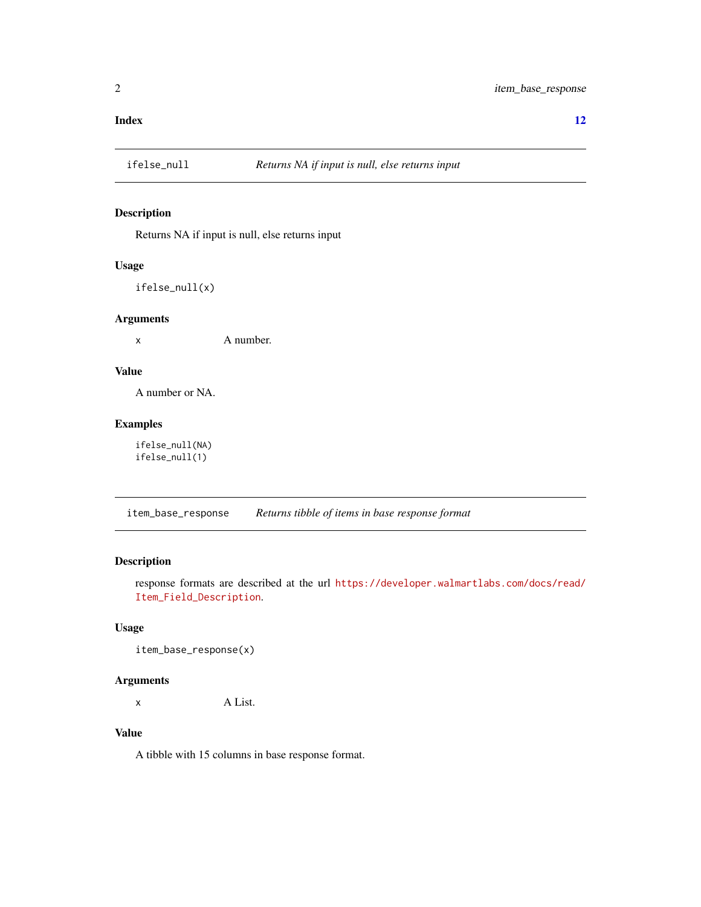**Index** **12**

---

`ifelse_null` *Returns NA if input is null, else returns input*

---

### Description

Returns NA if input is null, else returns input

### Usage

```
ifelse_null(x)
```

### Arguments

| | |
|---|---|
| x | A number. |

### Value

A number or NA.

### Examples

```
ifelse_null(NA)
ifelse_null(1)
```

---

`item_base_response` *Returns tibble of items in base response format*

---

### Description

response formats are described at the url https://developer.walmartlabs.com/docs/read/Item_Field_Description.

### Usage

```
item_base_response(x)
```

### Arguments

| | |
|---|---|
| x | A List. |

### Value

A tibble with 15 columns in base response format.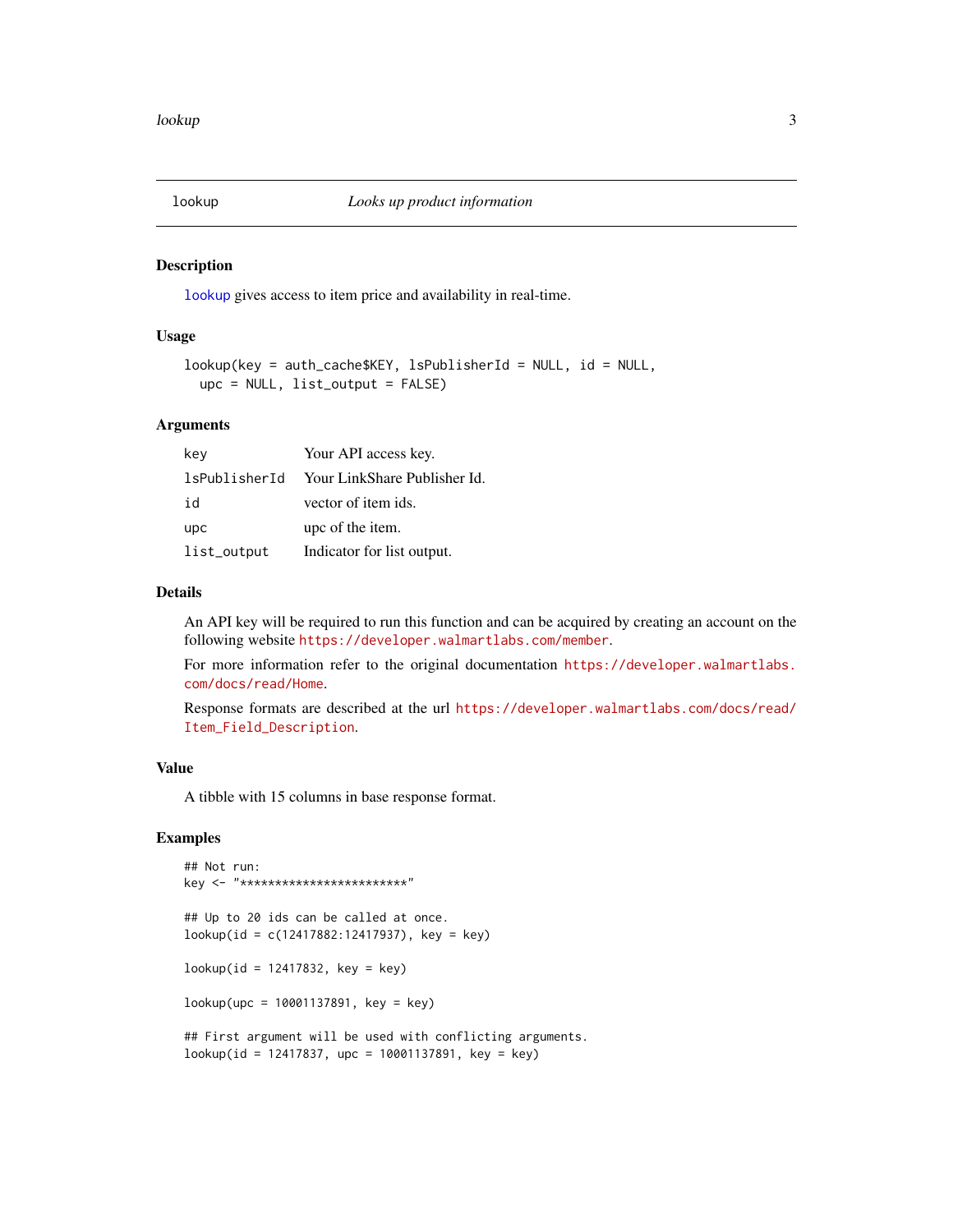## lookup — *Looks up product information*

### Description

`lookup` gives access to item price and availability in real-time.

### Usage

```
lookup(key = auth_cache$KEY, lsPublisherId = NULL, id = NULL,
  upc = NULL, list_output = FALSE)
```

### Arguments

| | |
|---|---|
| `key` | Your API access key. |
| `lsPublisherId` | Your LinkShare Publisher Id. |
| `id` | vector of item ids. |
| `upc` | upc of the item. |
| `list_output` | Indicator for list output. |

### Details

An API key will be required to run this function and can be acquired by creating an account on the following website `https://developer.walmartlabs.com/member`.

For more information refer to the original documentation `https://developer.walmartlabs.com/docs/read/Home`.

Response formats are described at the url `https://developer.walmartlabs.com/docs/read/Item_Field_Description`.

### Value

A tibble with 15 columns in base response format.

### Examples

```
## Not run:
key <- "************************"

## Up to 20 ids can be called at once.
lookup(id = c(12417882:12417937), key = key)

lookup(id = 12417832, key = key)

lookup(upc = 10001137891, key = key)

## First argument will be used with conflicting arguments.
lookup(id = 12417837, upc = 10001137891, key = key)
```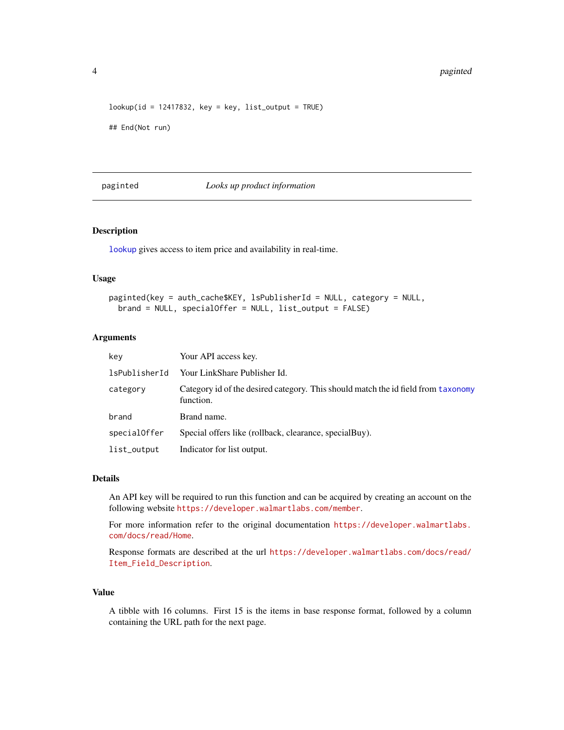```
lookup(id = 12417832, key = key, list_output = TRUE)

## End(Not run)
```

---

## paginted — *Looks up product information*

### Description

`lookup` gives access to item price and availability in real-time.

### Usage

```
paginted(key = auth_cache$KEY, lsPublisherId = NULL, category = NULL,
  brand = NULL, specialOffer = NULL, list_output = FALSE)
```

### Arguments

| | |
|---|---|
| `key` | Your API access key. |
| `lsPublisherId` | Your LinkShare Publisher Id. |
| `category` | Category id of the desired category. This should match the id field from `taxonomy` function. |
| `brand` | Brand name. |
| `specialOffer` | Special offers like (rollback, clearance, specialBuy). |
| `list_output` | Indicator for list output. |

### Details

An API key will be required to run this function and can be acquired by creating an account on the following website https://developer.walmartlabs.com/member.

For more information refer to the original documentation https://developer.walmartlabs.com/docs/read/Home.

Response formats are described at the url https://developer.walmartlabs.com/docs/read/Item_Field_Description.

### Value

A tibble with 16 columns. First 15 is the items in base response format, followed by a column containing the URL path for the next page.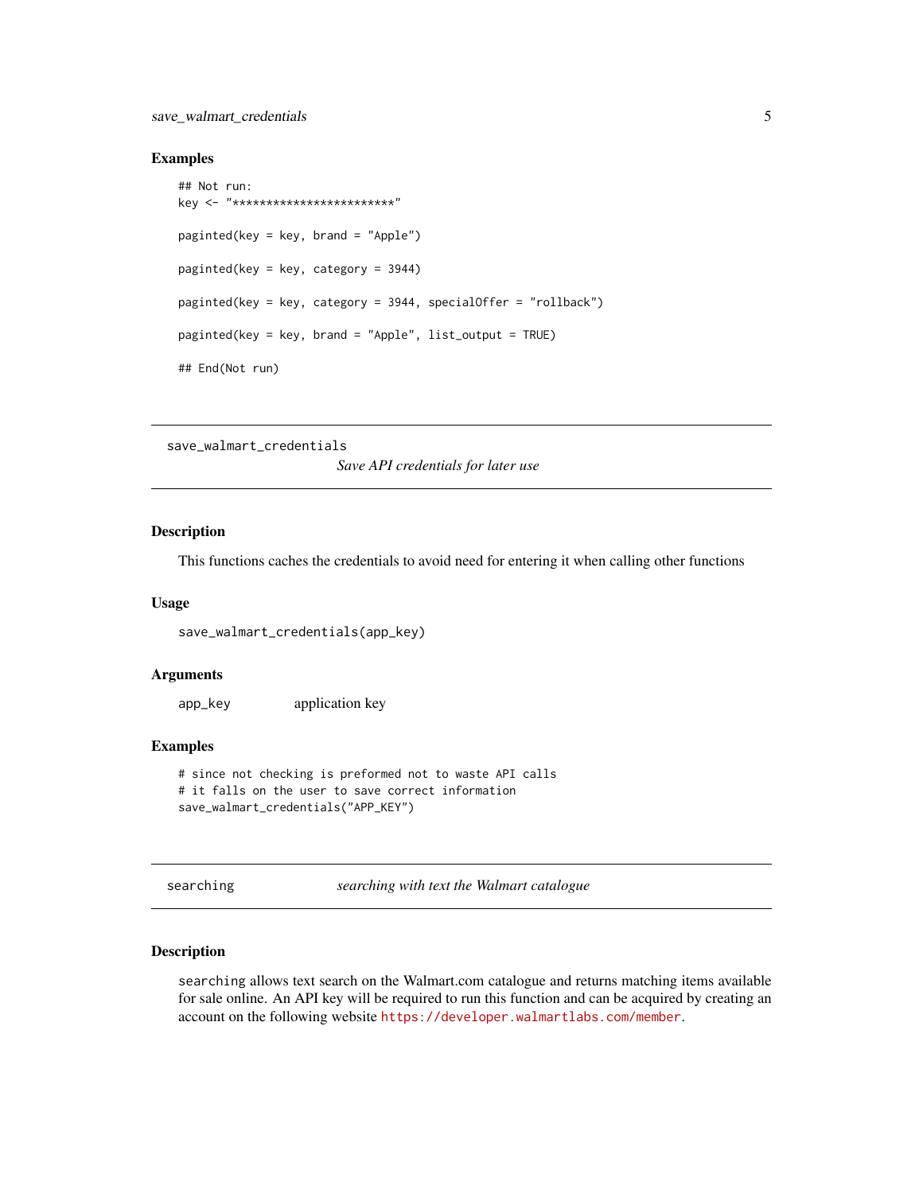## Examples

```
## Not run:
key <- "************************"

paginted(key = key, brand = "Apple")

paginted(key = key, category = 3944)

paginted(key = key, category = 3944, specialOffer = "rollback")

paginted(key = key, brand = "Apple", list_output = TRUE)

## End(Not run)
```

---

`save_walmart_credentials` *Save API credentials for later use*

---

## Description

This functions caches the credentials to avoid need for entering it when calling other functions

## Usage

```
save_walmart_credentials(app_key)
```

## Arguments

| | |
|---|---|
| `app_key` | application key |

## Examples

```
# since not checking is preformed not to waste API calls
# it falls on the user to save correct information
save_walmart_credentials("APP_KEY")
```

---

`searching` *searching with text the Walmart catalogue*

---

## Description

`searching` allows text search on the Walmart.com catalogue and returns matching items available for sale online. An API key will be required to run this function and can be acquired by creating an account on the following website https://developer.walmartlabs.com/member.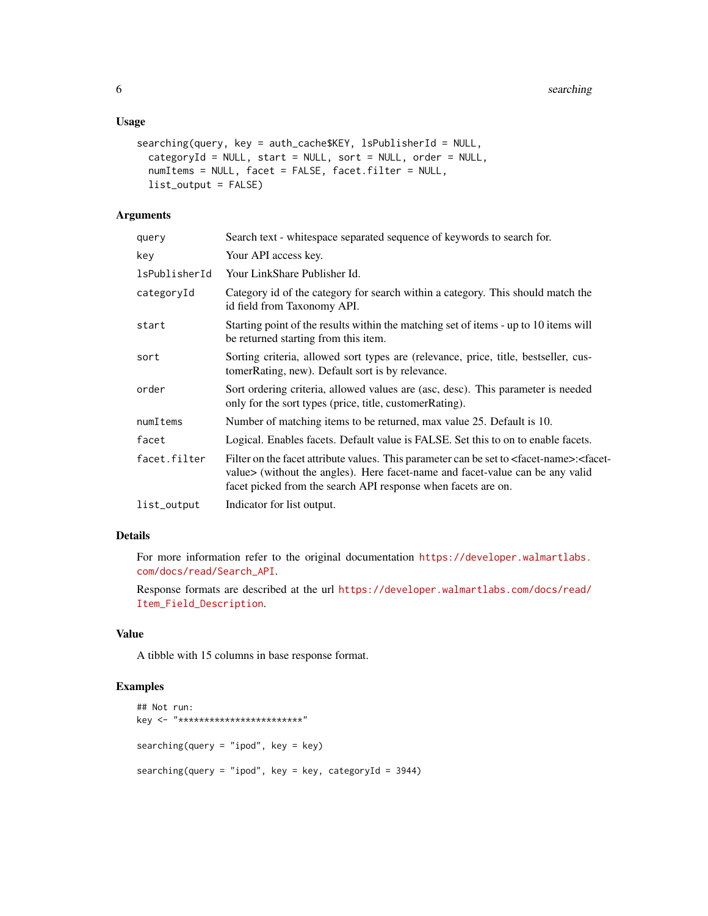### Usage

```
searching(query, key = auth_cache$KEY, lsPublisherId = NULL,
  categoryId = NULL, start = NULL, sort = NULL, order = NULL,
  numItems = NULL, facet = FALSE, facet.filter = NULL,
  list_output = FALSE)
```

### Arguments

| | |
|---|---|
| `query` | Search text - whitespace separated sequence of keywords to search for. |
| `key` | Your API access key. |
| `lsPublisherId` | Your LinkShare Publisher Id. |
| `categoryId` | Category id of the category for search within a category. This should match the id field from Taxonomy API. |
| `start` | Starting point of the results within the matching set of items - up to 10 items will be returned starting from this item. |
| `sort` | Sorting criteria, allowed sort types are (relevance, price, title, bestseller, customerRating, new). Default sort is by relevance. |
| `order` | Sort ordering criteria, allowed values are (asc, desc). This parameter is needed only for the sort types (price, title, customerRating). |
| `numItems` | Number of matching items to be returned, max value 25. Default is 10. |
| `facet` | Logical. Enables facets. Default value is FALSE. Set this to on to enable facets. |
| `facet.filter` | Filter on the facet attribute values. This parameter can be set to <facet-name>:<facet-value> (without the angles). Here facet-name and facet-value can be any valid facet picked from the search API response when facets are on. |
| `list_output` | Indicator for list output. |

### Details

For more information refer to the original documentation https://developer.walmartlabs.com/docs/read/Search_API.

Response formats are described at the url https://developer.walmartlabs.com/docs/read/Item_Field_Description.

### Value

A tibble with 15 columns in base response format.

### Examples

```
## Not run:
key <- "************************"

searching(query = "ipod", key = key)

searching(query = "ipod", key = key, categoryId = 3944)
```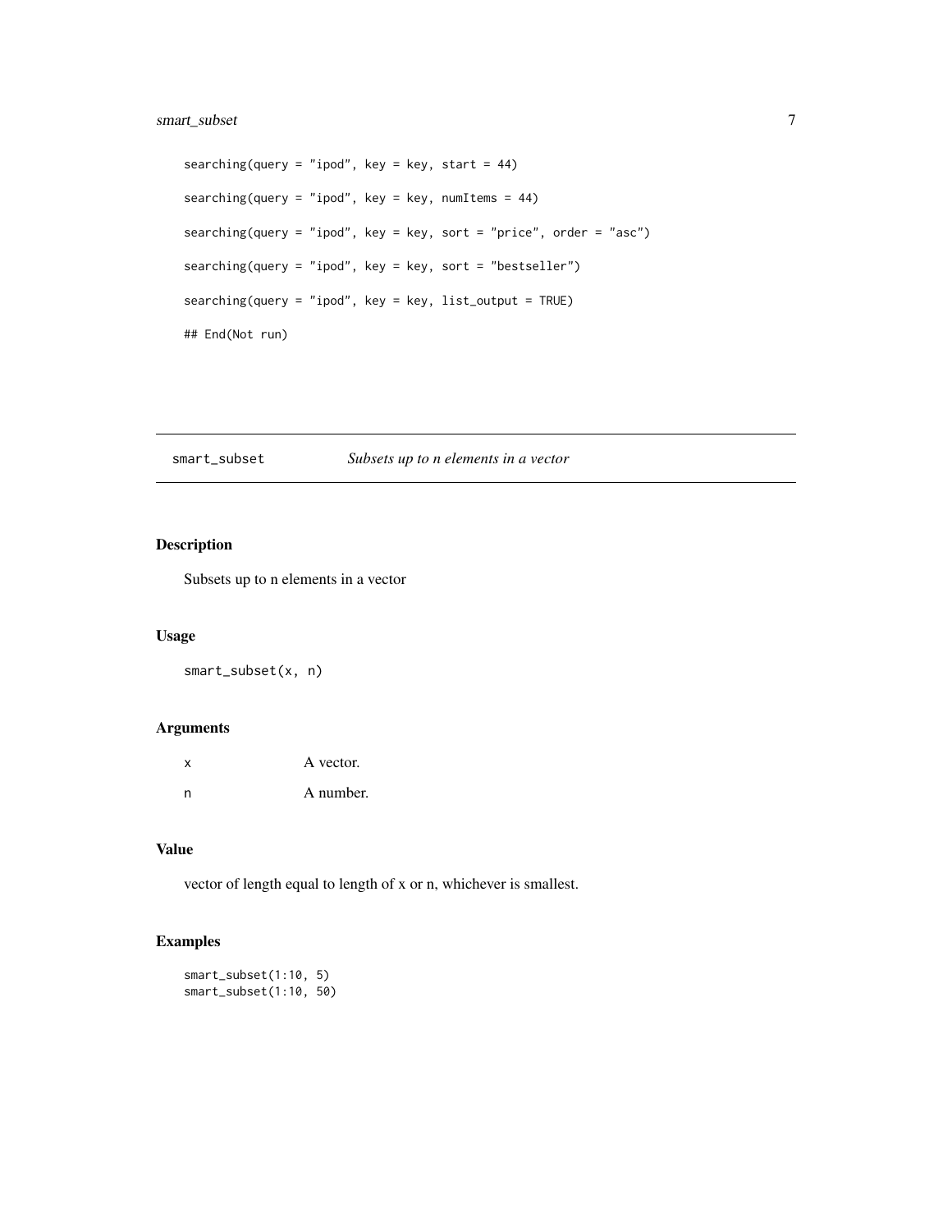```
searching(query = "ipod", key = key, start = 44)

searching(query = "ipod", key = key, numItems = 44)

searching(query = "ipod", key = key, sort = "price", order = "asc")

searching(query = "ipod", key = key, sort = "bestseller")

searching(query = "ipod", key = key, list_output = TRUE)

## End(Not run)
```

---

## smart_subset — *Subsets up to n elements in a vector*

### Description

Subsets up to n elements in a vector

### Usage

```
smart_subset(x, n)
```

### Arguments

| | |
|---|---|
| x | A vector. |
| n | A number. |

### Value

vector of length equal to length of x or n, whichever is smallest.

### Examples

```
smart_subset(1:10, 5)
smart_subset(1:10, 50)
```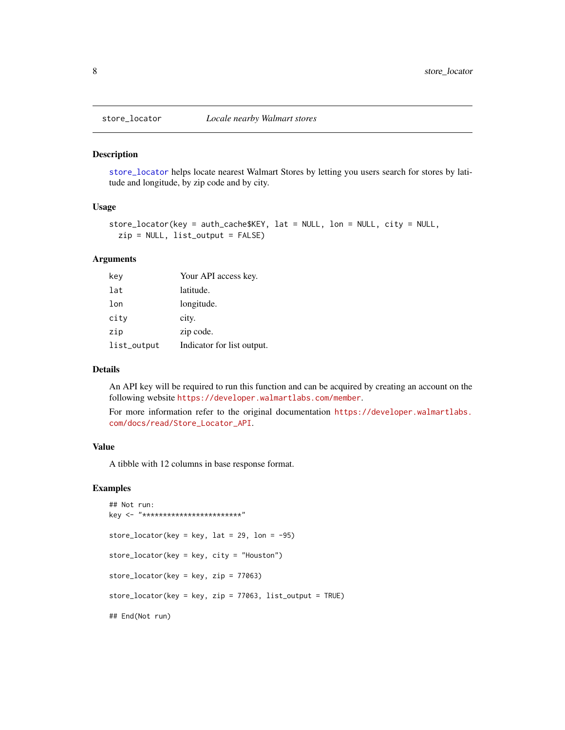store_locator *Locale nearby Walmart stores*

## Description

store_locator helps locate nearest Walmart Stores by letting you users search for stores by latitude and longitude, by zip code and by city.

## Usage

```
store_locator(key = auth_cache$KEY, lat = NULL, lon = NULL, city = NULL,
  zip = NULL, list_output = FALSE)
```

## Arguments

| | |
|---|---|
| key | Your API access key. |
| lat | latitude. |
| lon | longitude. |
| city | city. |
| zip | zip code. |
| list_output | Indicator for list output. |

## Details

An API key will be required to run this function and can be acquired by creating an account on the following website https://developer.walmartlabs.com/member.

For more information refer to the original documentation https://developer.walmartlabs.com/docs/read/Store_Locator_API.

## Value

A tibble with 12 columns in base response format.

## Examples

```
## Not run:
key <- "************************"

store_locator(key = key, lat = 29, lon = -95)

store_locator(key = key, city = "Houston")

store_locator(key = key, zip = 77063)

store_locator(key = key, zip = 77063, list_output = TRUE)

## End(Not run)
```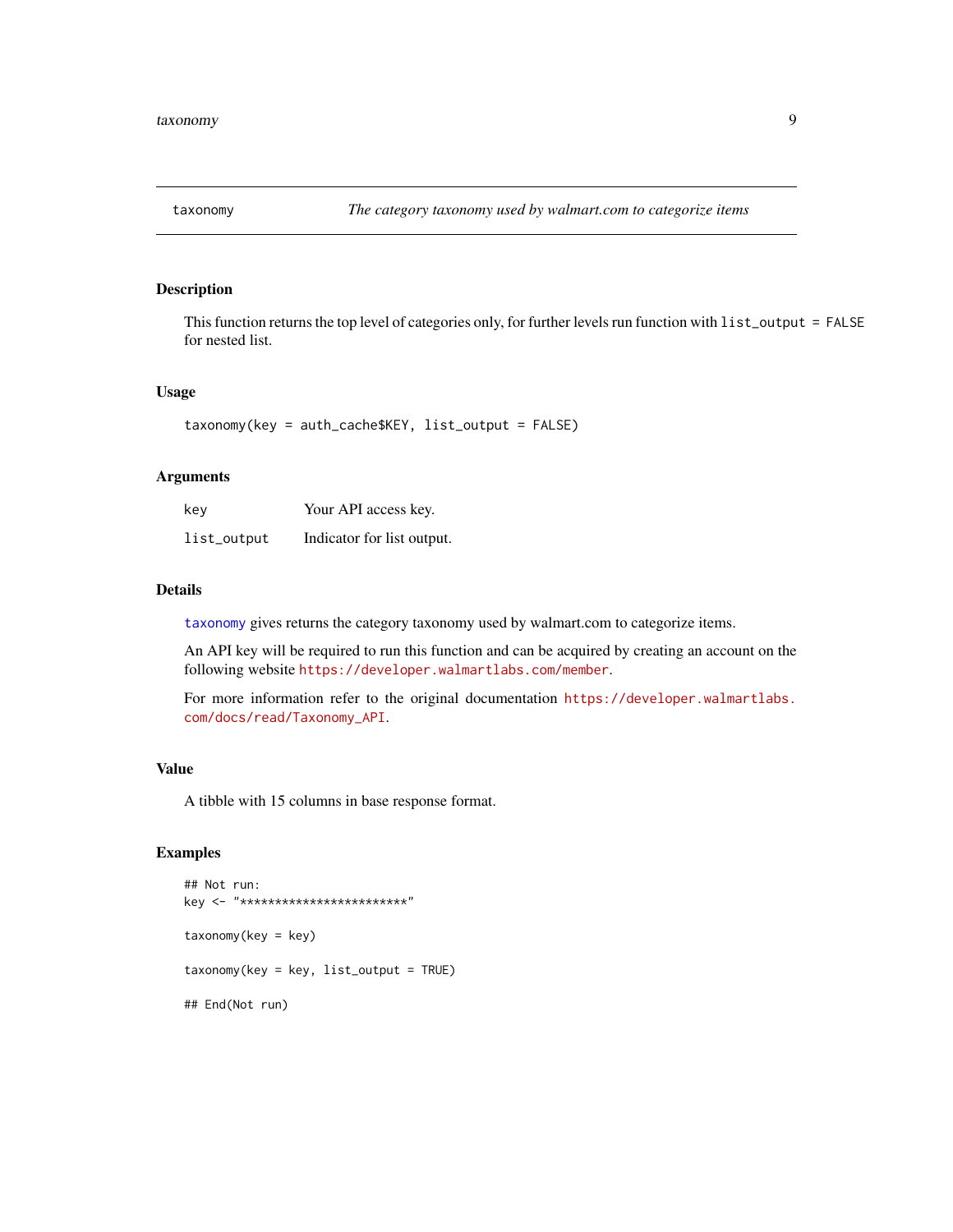## taxonomy — *The category taxonomy used by walmart.com to categorize items*

### Description

This function returns the top level of categories only, for further levels run function with `list_output = FALSE` for nested list.

### Usage

```
taxonomy(key = auth_cache$KEY, list_output = FALSE)
```

### Arguments

| | |
|---|---|
| `key` | Your API access key. |
| `list_output` | Indicator for list output. |

### Details

`taxonomy` gives returns the category taxonomy used by walmart.com to categorize items.

An API key will be required to run this function and can be acquired by creating an account on the following website https://developer.walmartlabs.com/member.

For more information refer to the original documentation https://developer.walmartlabs.com/docs/read/Taxonomy_API.

### Value

A tibble with 15 columns in base response format.

### Examples

```
## Not run:
key <- "************************"

taxonomy(key = key)

taxonomy(key = key, list_output = TRUE)

## End(Not run)
```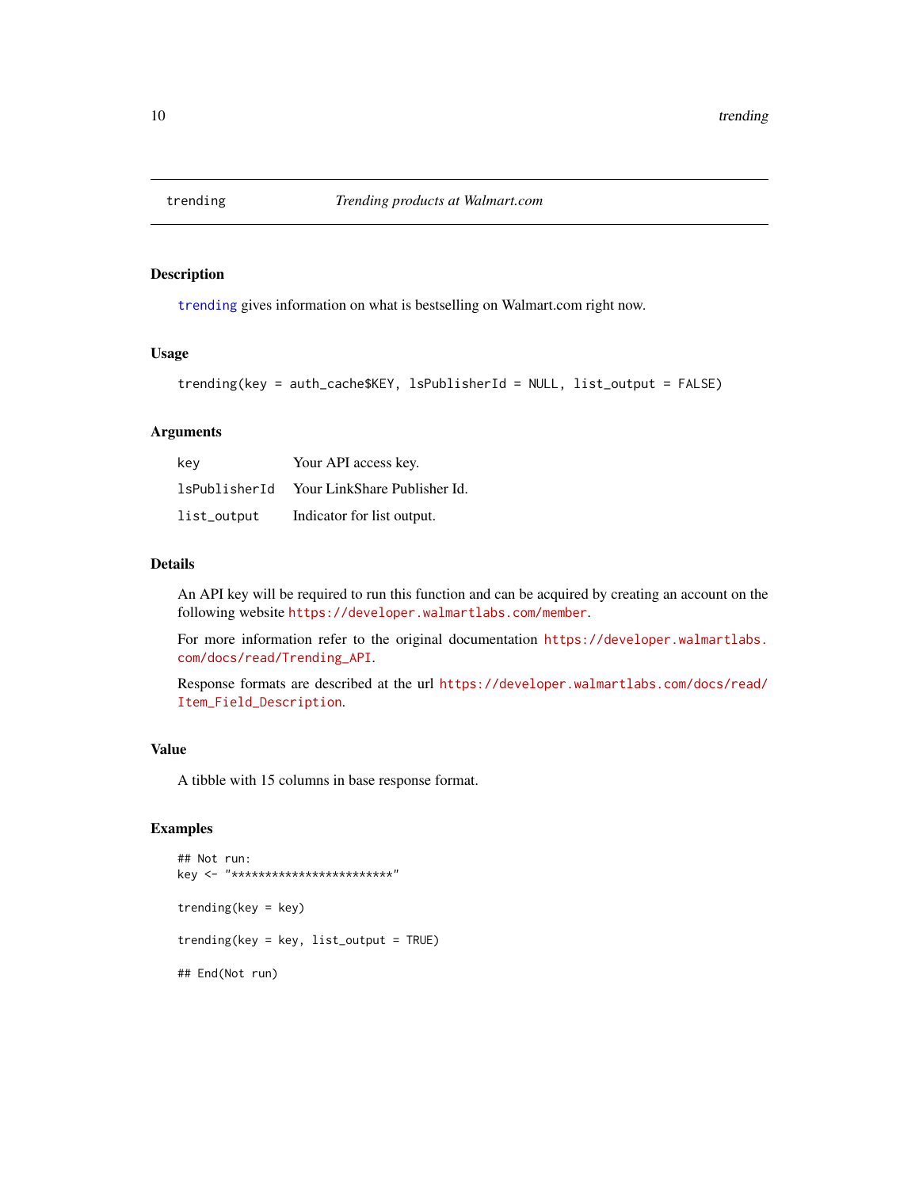# trending — *Trending products at Walmart.com*

## Description

trending gives information on what is bestselling on Walmart.com right now.

## Usage

```
trending(key = auth_cache$KEY, lsPublisherId = NULL, list_output = FALSE)
```

## Arguments

| | |
|---|---|
| key | Your API access key. |
| lsPublisherId | Your LinkShare Publisher Id. |
| list_output | Indicator for list output. |

## Details

An API key will be required to run this function and can be acquired by creating an account on the following website https://developer.walmartlabs.com/member.

For more information refer to the original documentation https://developer.walmartlabs.com/docs/read/Trending_API.

Response formats are described at the url https://developer.walmartlabs.com/docs/read/Item_Field_Description.

## Value

A tibble with 15 columns in base response format.

## Examples

```
## Not run:
key <- "************************"

trending(key = key)

trending(key = key, list_output = TRUE)

## End(Not run)
```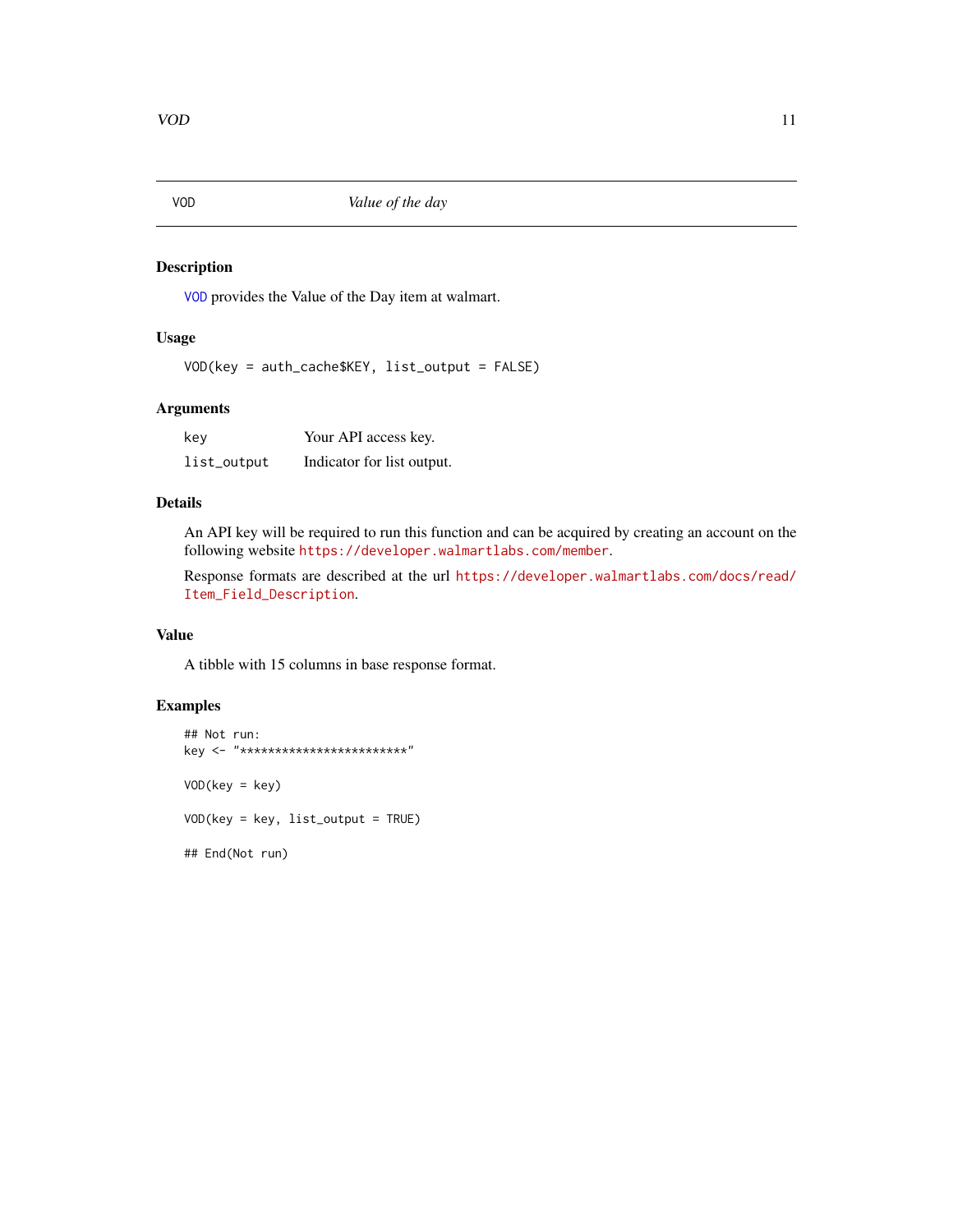# VOD — *Value of the day*

## Description

`VOD` provides the Value of the Day item at walmart.

## Usage

```
VOD(key = auth_cache$KEY, list_output = FALSE)
```

## Arguments

| | |
|---|---|
| `key` | Your API access key. |
| `list_output` | Indicator for list output. |

## Details

An API key will be required to run this function and can be acquired by creating an account on the following website `https://developer.walmartlabs.com/member`.

Response formats are described at the url `https://developer.walmartlabs.com/docs/read/Item_Field_Description`.

## Value

A tibble with 15 columns in base response format.

## Examples

```
## Not run:
key <- "************************"

VOD(key = key)

VOD(key = key, list_output = TRUE)

## End(Not run)
```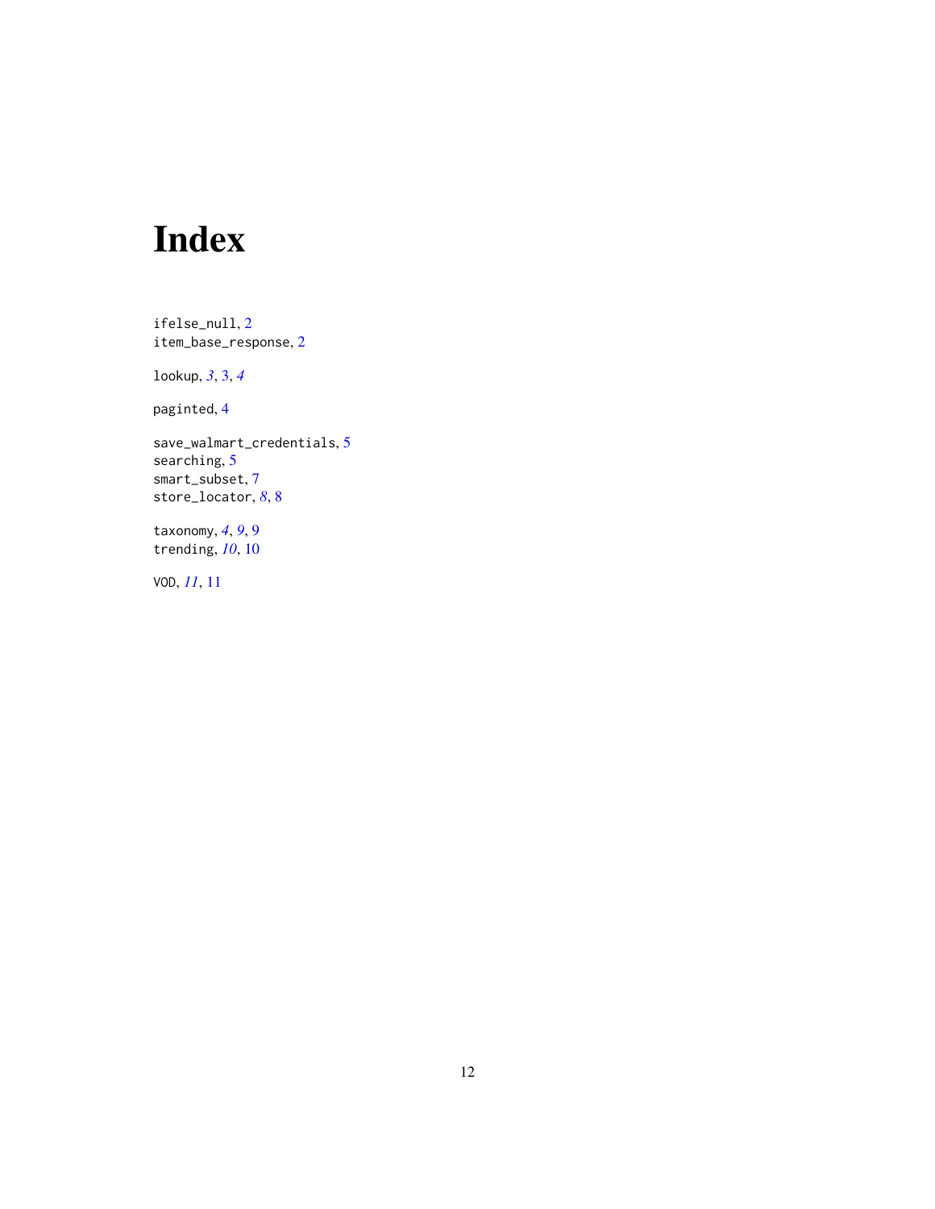# Index

ifelse_null, 2
item_base_response, 2

lookup, *3*, 3, *4*

paginted, 4

save_walmart_credentials, 5
searching, 5
smart_subset, 7
store_locator, *8*, 8

taxonomy, *4*, *9*, 9
trending, *10*, 10

VOD, *11*, 11